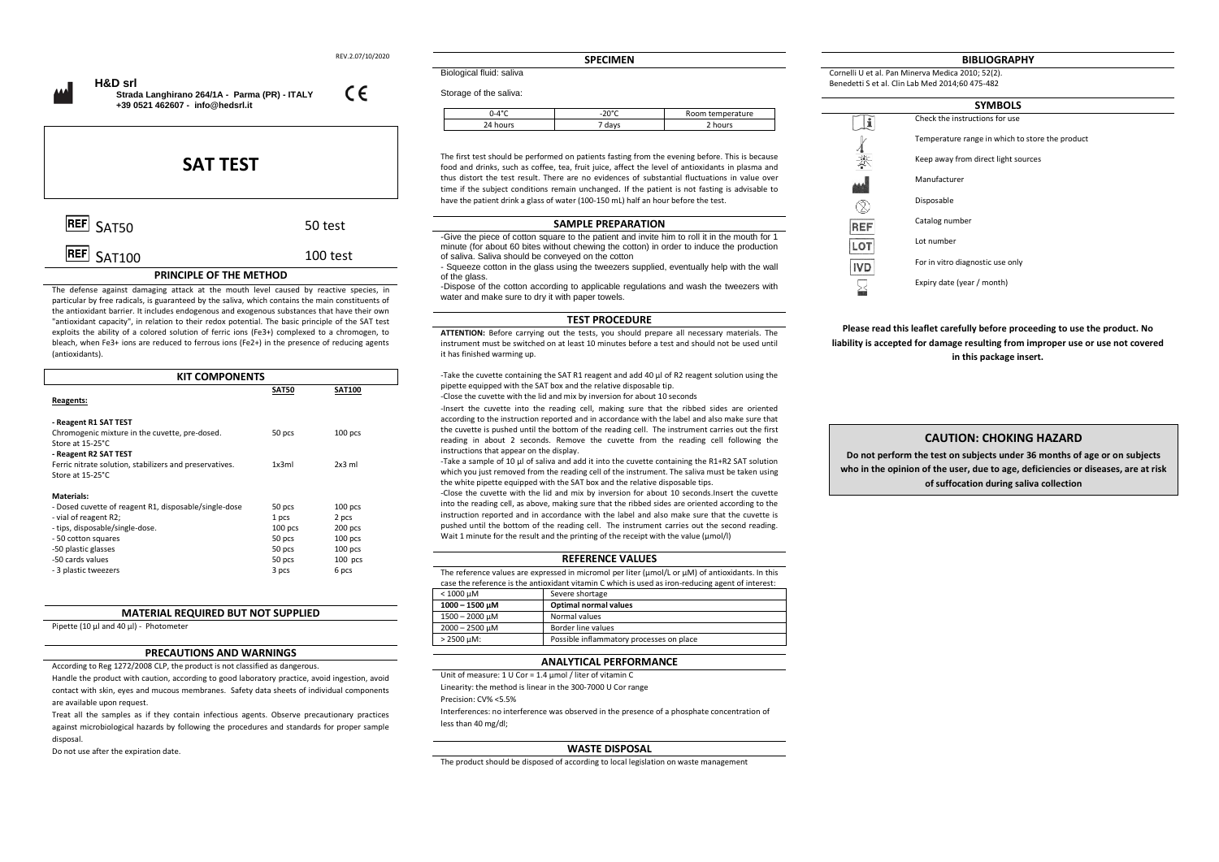REV.2.07/10/2020

**H&D srl**
**Strada Langhirano 264/1A - Parma (PR) - ITALY**
**+39 0521 462607 - info@hedsrl.it**

CE

# SAT TEST

| | |
|---|---|
| REF SAT50 | 50 test |
| REF SAT100 | 100 test |

## PRINCIPLE OF THE METHOD

The defense against damaging attack at the mouth level caused by reactive species, in particular by free radicals, is guaranteed by the saliva, which contains the main constituents of the antioxidant barrier. It includes endogenous and exogenous substances that have their own "antioxidant capacity", in relation to their redox potential. The basic principle of the SAT test exploits the ability of a colored solution of ferric ions ($Fe^{3+}$) complexed to a chromogen, to bleach, when $Fe^{3+}$ ions are reduced to ferrous ions ($Fe^{2+}$) in the presence of reducing agents (antioxidants).

## KIT COMPONENTS

| | **SAT50** | **SAT100** |
|---|---|---|
| **Reagents:** | | |
| **- Reagent R1 SAT TEST** | | |
| Chromogenic mixture in the cuvette, pre-dosed. Store at 15-25°C | 50 pcs | 100 pcs |
| **- Reagent R2 SAT TEST** | | |
| Ferric nitrate solution, stabilizers and preservatives. Store at 15-25°C | 1x3ml | 2x3 ml |
| **Materials:** | | |
| - Dosed cuvette of reagent R1, disposable/single-dose | 50 pcs | 100 pcs |
| - vial of reagent R2; | 1 pcs | 2 pcs |
| - tips, disposable/single-dose. | 100 pcs | 200 pcs |
| - 50 cotton squares | 50 pcs | 100 pcs |
| -50 plastic glasses | 50 pcs | 100 pcs |
| -50 cards values | 50 pcs | 100 pcs |
| - 3 plastic tweezers | 3 pcs | 6 pcs |

## MATERIAL REQUIRED BUT NOT SUPPLIED

Pipette (10 µl and 40 µl) - Photometer

## PRECAUTIONS AND WARNINGS

According to Reg 1272/2008 CLP, the product is not classified as dangerous.

Handle the product with caution, according to good laboratory practice, avoid ingestion, avoid contact with skin, eyes and mucous membranes. Safety data sheets of individual components are available upon request.

Treat all the samples as if they contain infectious agents. Observe precautionary practices against microbiological hazards by following the procedures and standards for proper sample disposal.

Do not use after the expiration date.

## SPECIMEN

Biological fluid: saliva

Storage of the saliva:

| 0-4°C | -20°C | Room temperature |
|---|---|---|
| 24 hours | 7 days | 2 hours |

The first test should be performed on patients fasting from the evening before. This is because food and drinks, such as coffee, tea, fruit juice, affect the level of antioxidants in plasma and thus distort the test result. There are no evidences of substantial fluctuations in value over time if the subject conditions remain unchanged. If the patient is not fasting is advisable to have the patient drink a glass of water (100-150 mL) half an hour before the test.

## SAMPLE PREPARATION

-Give the piece of cotton square to the patient and invite him to roll it in the mouth for 1 minute (for about 60 bites without chewing the cotton) in order to induce the production of saliva. Saliva should be conveyed on the cotton

- Squeeze cotton in the glass using the tweezers supplied, eventually help with the wall of the glass.

-Dispose of the cotton according to applicable regulations and wash the tweezers with water and make sure to dry it with paper towels.

## TEST PROCEDURE

**ATTENTION:** Before carrying out the tests, you should prepare all necessary materials. The instrument must be switched on at least 10 minutes before a test and should not be used until it has finished warming up.

-Take the cuvette containing the SAT R1 reagent and add 40 µl of R2 reagent solution using the pipette equipped with the SAT box and the relative disposable tip.

-Close the cuvette with the lid and mix by inversion for about 10 seconds

-Insert the cuvette into the reading cell, making sure that the ribbed sides are oriented according to the instruction reported and in accordance with the label and also make sure that the cuvette is pushed until the bottom of the reading cell. The instrument carries out the first reading in about 2 seconds. Remove the cuvette from the reading cell following the instructions that appear on the display.

-Take a sample of 10 µl of saliva and add it into the cuvette containing the R1+R2 SAT solution which you just removed from the reading cell of the instrument. The saliva must be taken using the white pipette equipped with the SAT box and the relative disposable tips.

-Close the cuvette with the lid and mix by inversion for about 10 seconds.Insert the cuvette into the reading cell, as above, making sure that the ribbed sides are oriented according to the instruction reported and in accordance with the label and also make sure that the cuvette is pushed until the bottom of the reading cell. The instrument carries out the second reading. Wait 1 minute for the result and the printing of the receipt with the value (µmol/l)

## REFERENCE VALUES

The reference values are expressed in micromol per liter (µmol/L or µM) of antioxidants. In this case the reference is the antioxidant vitamin C which is used as iron-reducing agent of interest:

| < 1000 µM | Severe shortage |
|---|---|
| **1000 – 1500 µM** | **Optimal normal values** |
| 1500 – 2000 µM | Normal values |
| 2000 – 2500 µM | Border line values |
| > 2500 µM: | Possible inflammatory processes on place |

## ANALYTICAL PERFORMANCE

Unit of measure: 1 U Cor = 1.4 µmol / liter of vitamin C

Linearity: the method is linear in the 300-7000 U Cor range

Precision: CV% <5.5%

Interferences: no interference was observed in the presence of a phosphate concentration of less than 40 mg/dl;

## WASTE DISPOSAL

The product should be disposed of according to local legislation on waste management

## BIBLIOGRAPHY

Cornelli U et al. Pan Minerva Medica 2010; 52(2).
Benedetti S et al. Clin Lab Med 2014;60 475-482

## SYMBOLS

| Symbol | Meaning |
|---|---|
| i | Check the instructions for use |
| | Temperature range in which to store the product |
| | Keep away from direct light sources |
| | Manufacturer |
| | Disposable |
| REF | Catalog number |
| LOT | Lot number |
| IVD | For in vitro diagnostic use only |
| | Expiry date (year / month) |

**Please read this leaflet carefully before proceeding to use the product. No liability is accepted for damage resulting from improper use or use not covered in this package insert.**

## CAUTION: CHOKING HAZARD

**Do not perform the test on subjects under 36 months of age or on subjects who in the opinion of the user, due to age, deficiencies or diseases, are at risk of suffocation during saliva collection**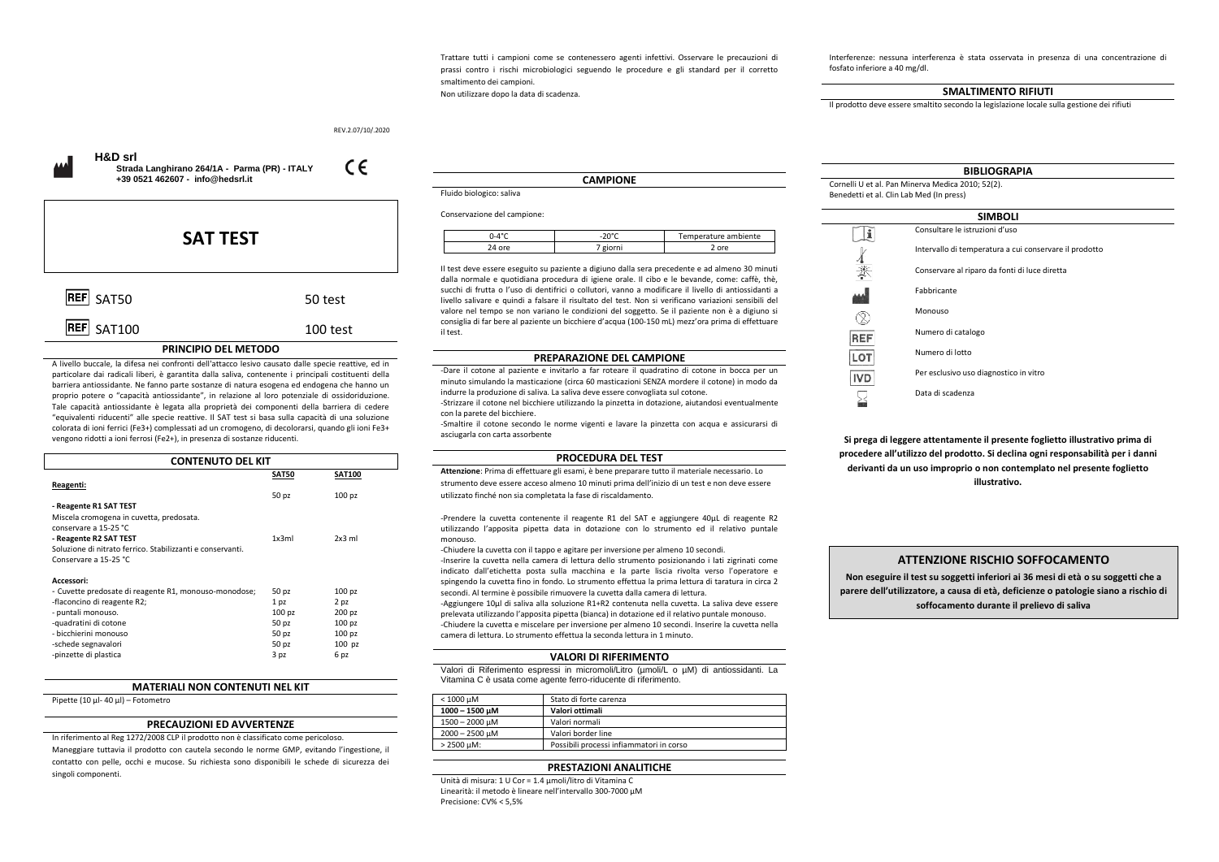REV.2.07/10/.2020

**H&D srl**
**Strada Langhirano 264/1A - Parma (PR) - ITALY**
**+39 0521 462607 - info@hedsrl.it**

CE

# SAT TEST

| | |
|---|---|
| REF SAT50 | 50 test |
| REF SAT100 | 100 test |

## PRINCIPIO DEL METODO

A livello buccale, la difesa nei confronti dell'attacco lesivo causato dalle specie reattive, ed in particolare dai radicali liberi, è garantita dalla saliva, contenente i principali costituenti della barriera antiossidante. Ne fanno parte sostanze di natura esogena ed endogena che hanno un proprio potere o "capacità antiossidante", in relazione al loro potenziale di ossidoriduzione. Tale capacità antiossidante è legata alla proprietà dei componenti della barriera di cedere "equivalenti riducenti" alle specie reattive. Il SAT test si basa sulla capacità di una soluzione colorata di ioni ferrici ($Fe^{3+}$) complessati ad un cromogeno, di decolorarsi, quando gli ioni $Fe^{3+}$ vengono ridotti a ioni ferrosi ($Fe^{2+}$), in presenza di sostanze riducenti.

## CONTENUTO DEL KIT

| | SAT50 | SAT100 |
|---|---|---|
| **Reagenti:** | 50 pz | 100 pz |
| **- Reagente R1 SAT TEST** | | |
| Miscela cromogena in cuvetta, predosata. | | |
| conservare a 15-25 °C | | |
| **- Reagente R2 SAT TEST** | 1x3ml | 2x3 ml |
| Soluzione di nitrato ferrico. Stabilizzanti e conservanti. | | |
| Conservare a 15-25 °C | | |
| **Accessori:** | | |
| - Cuvette predosate di reagente R1, monouso-monodose; | 50 pz | 100 pz |
| -flaconcino di reagente R2; | 1 pz | 2 pz |
| - puntali monouso. | 100 pz | 200 pz |
| -quadratini di cotone | 50 pz | 100 pz |
| - bicchierini monouso | 50 pz | 100 pz |
| -schede segnavalori | 50 pz | 100 pz |
| -pinzette di plastica | 3 pz | 6 pz |

## MATERIALI NON CONTENUTI NEL KIT

Pipette (10 µl- 40 µl) – Fotometro

## PRECAUZIONI ED AVVERTENZE

In riferimento al Reg 1272/2008 CLP il prodotto non è classificato come pericoloso.

Maneggiare tuttavia il prodotto con cautela secondo le norme GMP, evitando l'ingestione, il contatto con pelle, occhi e mucose. Su richiesta sono disponibili le schede di sicurezza dei singoli componenti.

Trattare tutti i campioni come se contenessero agenti infettivi. Osservare le precauzioni di prassi contro i rischi microbiologici seguendo le procedure e gli standard per il corretto smaltimento dei campioni.

Non utilizzare dopo la data di scadenza.

## CAMPIONE

Fluido biologico: saliva

Conservazione del campione:

| 0-4°C | -20°C | Temperature ambiente |
|---|---|---|
| 24 ore | 7 giorni | 2 ore |

Il test deve essere eseguito su paziente a digiuno dalla sera precedente e ad almeno 30 minuti dalla normale e quotidiana procedura di igiene orale. Il cibo e le bevande, come: caffè, thè, succhi di frutta o l'uso di dentifrici o collutori, vanno a modificare il livello di antiossidanti a livello salivare e quindi a falsare il risultato del test. Non si verificano variazioni sensibili del valore nel tempo se non variano le condizioni del soggetto. Se il paziente non è a digiuno si consiglia di far bere al paziente un bicchiere d'acqua (100-150 mL) mezz'ora prima di effettuare il test.

## PREPARAZIONE DEL CAMPIONE

-Dare il cotone al paziente e invitarlo a far roteare il quadratino di cotone in bocca per un minuto simulando la masticazione (circa 60 masticazioni SENZA mordere il cotone) in modo da indurre la produzione di saliva. La saliva deve essere convogliata sul cotone.

-Strizzare il cotone nel bicchiere utilizzando la pinzetta in dotazione, aiutandosi eventualmente con la parete del bicchiere.

-Smaltire il cotone secondo le norme vigenti e lavare la pinzetta con acqua e assicurarsi di asciugarla con carta assorbente

## PROCEDURA DEL TEST

**Attenzione**: Prima di effettuare gli esami, è bene preparare tutto il materiale necessario. Lo strumento deve essere acceso almeno 10 minuti prima dell'inizio di un test e non deve essere utilizzato finché non sia completata la fase di riscaldamento.

-Prendere la cuvetta contenente il reagente R1 del SAT e aggiungere 40µL di reagente R2 utilizzando l'apposita pipetta data in dotazione con lo strumento ed il relativo puntale monouso.

-Chiudere la cuvetta con il tappo e agitare per inversione per almeno 10 secondi.

-Inserire la cuvetta nella camera di lettura dello strumento posizionando i lati zigrinati come indicato dall'etichetta posta sulla macchina e la parte liscia rivolta verso l'operatore e spingendo la cuvetta fino in fondo. Lo strumento effettua la prima lettura di taratura in circa 2 secondi. Al termine è possibile rimuovere la cuvetta dalla camera di lettura.

-Aggiungere 10µl di saliva alla soluzione R1+R2 contenuta nella cuvetta. La saliva deve essere prelevata utilizzando l'apposita pipetta (bianca) in dotazione ed il relativo puntale monouso.

-Chiudere la cuvetta e miscelare per inversione per almeno 10 secondi. Inserire la cuvetta nella camera di lettura. Lo strumento effettua la seconda lettura in 1 minuto.

## VALORI DI RIFERIMENTO

Valori di Riferimento espressi in micromoli/Litro (µmoli/L o µM) di antiossidanti. La Vitamina C è usata come agente ferro-riducente di riferimento.

| | |
|---|---|
| < 1000 µM | Stato di forte carenza |
| **1000 – 1500 µM** | **Valori ottimali** |
| 1500 – 2000 µM | Valori normali |
| 2000 – 2500 µM | Valori border line |
| > 2500 µM: | Possibili processi infiammatori in corso |

## PRESTAZIONI ANALITICHE

Unità di misura: 1 U Cor = 1.4 µmoli/litro di Vitamina C

Linearità: il metodo è lineare nell'intervallo 300-7000 µM

Precisione: CV% < 5,5%

Interferenze: nessuna interferenza è stata osservata in presenza di una concentrazione di fosfato inferiore a 40 mg/dl.

## SMALTIMENTO RIFIUTI

Il prodotto deve essere smaltito secondo la legislazione locale sulla gestione dei rifiuti

## BIBLIOGRAFIA

Cornelli U et al. Pan Minerva Medica 2010; 52(2).
Benedetti et al. Clin Lab Med (In press)

## SIMBOLI

| | |
|---|---|
| i | Consultare le istruzioni d'uso |
| | Intervallo di temperatura a cui conservare il prodotto |
| | Conservare al riparo da fonti di luce diretta |
| | Fabbricante |
| | Monouso |
| REF | Numero di catalogo |
| LOT | Numero di lotto |
| IVD | Per esclusivo uso diagnostico in vitro |
| | Data di scadenza |

**Si prega di leggere attentamente il presente foglietto illustrativo prima di procedere all'utilizzo del prodotto. Si declina ogni responsabilità per i danni derivanti da un uso improprio o non contemplato nel presente foglietto illustrativo.**

## ATTENZIONE RISCHIO SOFFOCAMENTO

**Non eseguire il test su soggetti inferiori ai 36 mesi di età o su soggetti che a parere dell'utilizzatore, a causa di età, deficienze o patologie siano a rischio di soffocamento durante il prelievo di saliva**